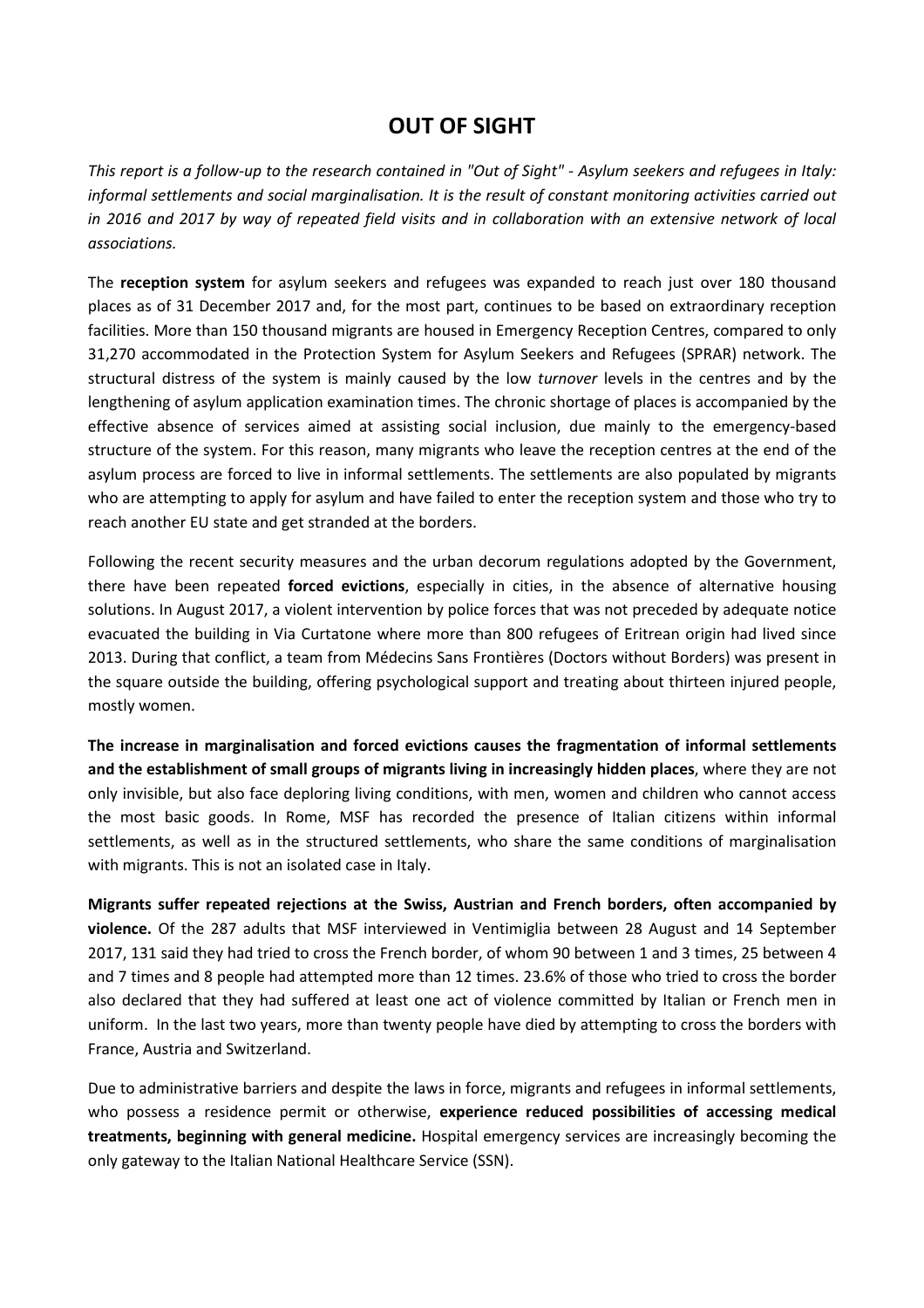# OUT OF SIGHT

*This report is a follow-up to the research contained in "Out of Sight" - Asylum seekers and refugees in Italy: informal settlements and social marginalisation. It is the result of constant monitoring activities carried out in 2016 and 2017 by way of repeated field visits and in collaboration with an extensive network of local associations.*

The **reception system** for asylum seekers and refugees was expanded to reach just over 180 thousand places as of 31 December 2017 and, for the most part, continues to be based on extraordinary reception facilities. More than 150 thousand migrants are housed in Emergency Reception Centres, compared to only 31,270 accommodated in the Protection System for Asylum Seekers and Refugees (SPRAR) network. The structural distress of the system is mainly caused by the low *turnover* levels in the centres and by the lengthening of asylum application examination times. The chronic shortage of places is accompanied by the effective absence of services aimed at assisting social inclusion, due mainly to the emergency-based structure of the system. For this reason, many migrants who leave the reception centres at the end of the asylum process are forced to live in informal settlements. The settlements are also populated by migrants who are attempting to apply for asylum and have failed to enter the reception system and those who try to reach another EU state and get stranded at the borders.

Following the recent security measures and the urban decorum regulations adopted by the Government, there have been repeated **forced evictions**, especially in cities, in the absence of alternative housing solutions. In August 2017, a violent intervention by police forces that was not preceded by adequate notice evacuated the building in Via Curtatone where more than 800 refugees of Eritrean origin had lived since 2013. During that conflict, a team from Médecins Sans Frontières (Doctors without Borders) was present in the square outside the building, offering psychological support and treating about thirteen injured people, mostly women.

**The increase in marginalisation and forced evictions causes the fragmentation of informal settlements and the establishment of small groups of migrants living in increasingly hidden places**, where they are not only invisible, but also face deploring living conditions, with men, women and children who cannot access the most basic goods. In Rome, MSF has recorded the presence of Italian citizens within informal settlements, as well as in the structured settlements, who share the same conditions of marginalisation with migrants. This is not an isolated case in Italy.

**Migrants suffer repeated rejections at the Swiss, Austrian and French borders, often accompanied by violence.** Of the 287 adults that MSF interviewed in Ventimiglia between 28 August and 14 September 2017, 131 said they had tried to cross the French border, of whom 90 between 1 and 3 times, 25 between 4 and 7 times and 8 people had attempted more than 12 times. 23.6% of those who tried to cross the border also declared that they had suffered at least one act of violence committed by Italian or French men in uniform. In the last two years, more than twenty people have died by attempting to cross the borders with France, Austria and Switzerland.

Due to administrative barriers and despite the laws in force, migrants and refugees in informal settlements, who possess a residence permit or otherwise, **experience reduced possibilities of accessing medical treatments, beginning with general medicine.** Hospital emergency services are increasingly becoming the only gateway to the Italian National Healthcare Service (SSN).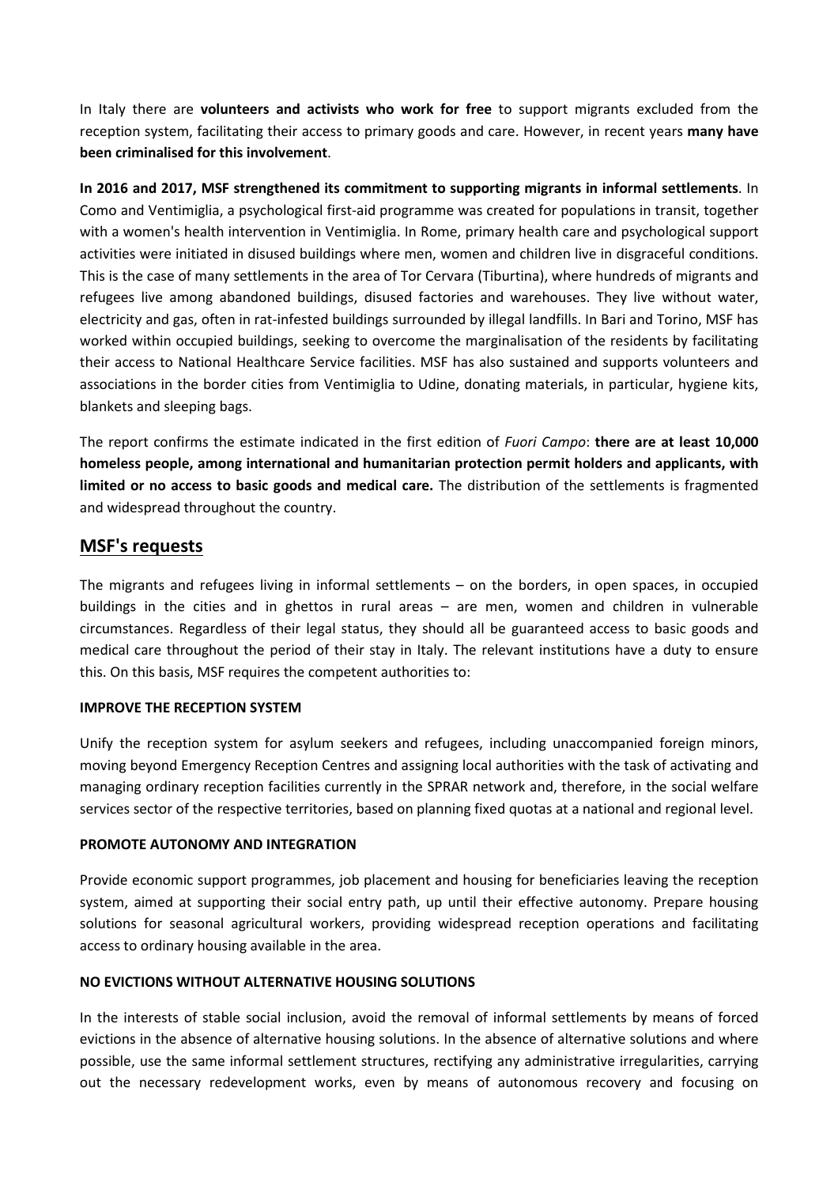In Italy there are **volunteers and activists who work for free** to support migrants excluded from the reception system, facilitating their access to primary goods and care. However, in recent years **many have been criminalised for this involvement**.

**In 2016 and 2017, MSF strengthened its commitment to supporting migrants in informal settlements**. In Como and Ventimiglia, a psychological first-aid programme was created for populations in transit, together with a women's health intervention in Ventimiglia. In Rome, primary health care and psychological support activities were initiated in disused buildings where men, women and children live in disgraceful conditions. This is the case of many settlements in the area of Tor Cervara (Tiburtina), where hundreds of migrants and refugees live among abandoned buildings, disused factories and warehouses. They live without water, electricity and gas, often in rat-infested buildings surrounded by illegal landfills. In Bari and Torino, MSF has worked within occupied buildings, seeking to overcome the marginalisation of the residents by facilitating their access to National Healthcare Service facilities. MSF has also sustained and supports volunteers and associations in the border cities from Ventimiglia to Udine, donating materials, in particular, hygiene kits, blankets and sleeping bags.

The report confirms the estimate indicated in the first edition of *Fuori Campo*: **there are at least 10,000 homeless people, among international and humanitarian protection permit holders and applicants, with limited or no access to basic goods and medical care.** The distribution of the settlements is fragmented and widespread throughout the country.

## MSF's requests

The migrants and refugees living in informal settlements – on the borders, in open spaces, in occupied buildings in the cities and in ghettos in rural areas – are men, women and children in vulnerable circumstances. Regardless of their legal status, they should all be guaranteed access to basic goods and medical care throughout the period of their stay in Italy. The relevant institutions have a duty to ensure this. On this basis, MSF requires the competent authorities to:

**IMPROVE THE RECEPTION SYSTEM**

Unify the reception system for asylum seekers and refugees, including unaccompanied foreign minors, moving beyond Emergency Reception Centres and assigning local authorities with the task of activating and managing ordinary reception facilities currently in the SPRAR network and, therefore, in the social welfare services sector of the respective territories, based on planning fixed quotas at a national and regional level.

**PROMOTE AUTONOMY AND INTEGRATION**

Provide economic support programmes, job placement and housing for beneficiaries leaving the reception system, aimed at supporting their social entry path, up until their effective autonomy. Prepare housing solutions for seasonal agricultural workers, providing widespread reception operations and facilitating access to ordinary housing available in the area.

**NO EVICTIONS WITHOUT ALTERNATIVE HOUSING SOLUTIONS**

In the interests of stable social inclusion, avoid the removal of informal settlements by means of forced evictions in the absence of alternative housing solutions. In the absence of alternative solutions and where possible, use the same informal settlement structures, rectifying any administrative irregularities, carrying out the necessary redevelopment works, even by means of autonomous recovery and focusing on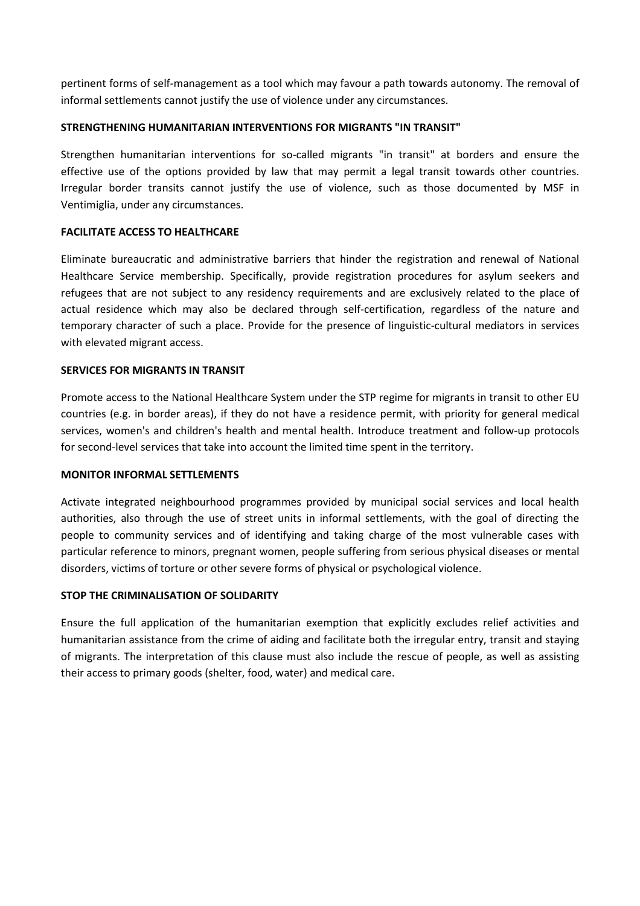pertinent forms of self-management as a tool which may favour a path towards autonomy. The removal of informal settlements cannot justify the use of violence under any circumstances.

**STRENGTHENING HUMANITARIAN INTERVENTIONS FOR MIGRANTS "IN TRANSIT"**

Strengthen humanitarian interventions for so-called migrants "in transit" at borders and ensure the effective use of the options provided by law that may permit a legal transit towards other countries. Irregular border transits cannot justify the use of violence, such as those documented by MSF in Ventimiglia, under any circumstances.

**FACILITATE ACCESS TO HEALTHCARE**

Eliminate bureaucratic and administrative barriers that hinder the registration and renewal of National Healthcare Service membership. Specifically, provide registration procedures for asylum seekers and refugees that are not subject to any residency requirements and are exclusively related to the place of actual residence which may also be declared through self-certification, regardless of the nature and temporary character of such a place. Provide for the presence of linguistic-cultural mediators in services with elevated migrant access.

**SERVICES FOR MIGRANTS IN TRANSIT**

Promote access to the National Healthcare System under the STP regime for migrants in transit to other EU countries (e.g. in border areas), if they do not have a residence permit, with priority for general medical services, women's and children's health and mental health. Introduce treatment and follow-up protocols for second-level services that take into account the limited time spent in the territory.

**MONITOR INFORMAL SETTLEMENTS**

Activate integrated neighbourhood programmes provided by municipal social services and local health authorities, also through the use of street units in informal settlements, with the goal of directing the people to community services and of identifying and taking charge of the most vulnerable cases with particular reference to minors, pregnant women, people suffering from serious physical diseases or mental disorders, victims of torture or other severe forms of physical or psychological violence.

**STOP THE CRIMINALISATION OF SOLIDARITY**

Ensure the full application of the humanitarian exemption that explicitly excludes relief activities and humanitarian assistance from the crime of aiding and facilitate both the irregular entry, transit and staying of migrants. The interpretation of this clause must also include the rescue of people, as well as assisting their access to primary goods (shelter, food, water) and medical care.